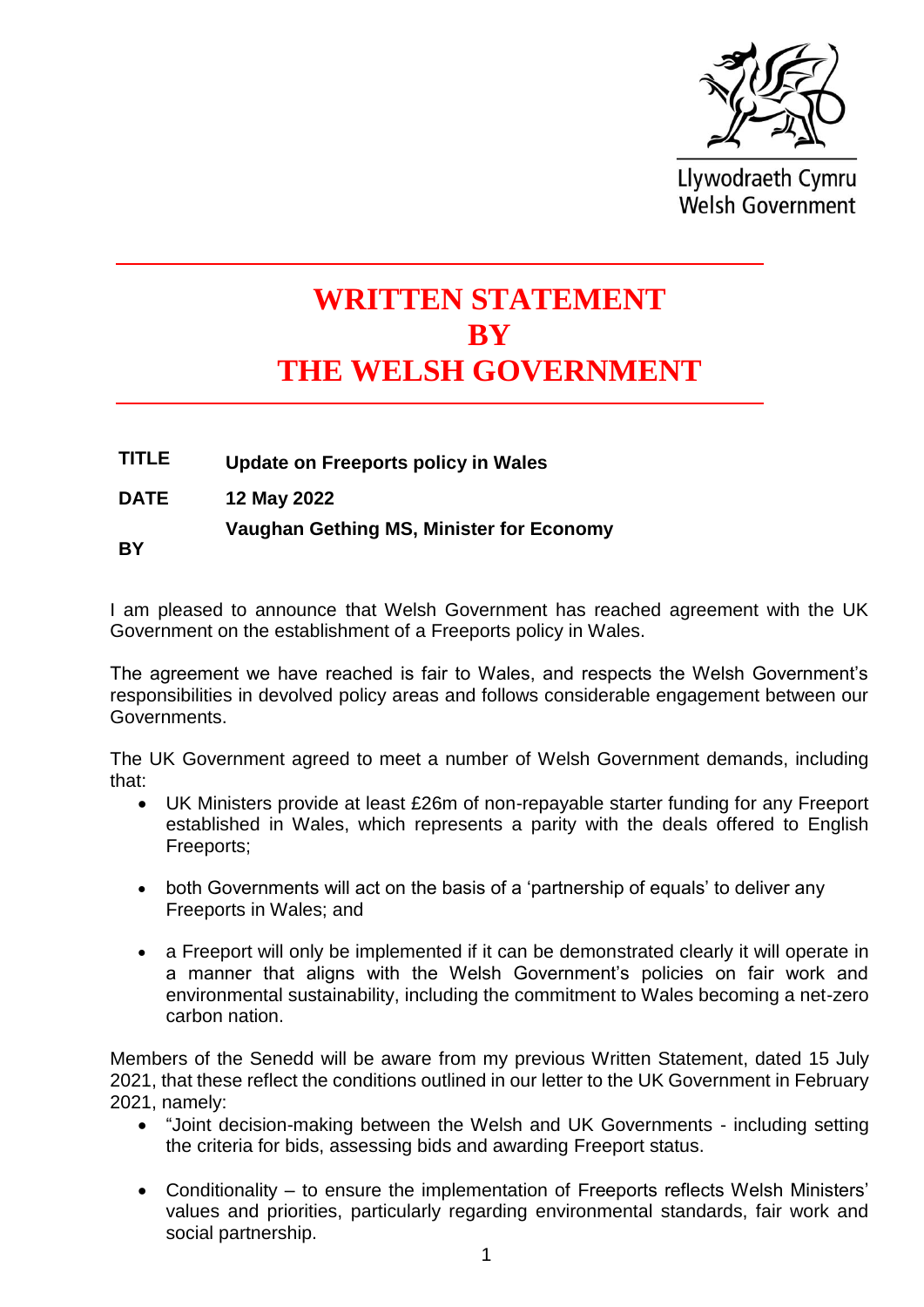Llywodraeth Cymru
Welsh Government

# WRITTEN STATEMENT BY THE WELSH GOVERNMENT

| | |
|---|---|
| **TITLE** | **Update on Freeports policy in Wales** |
| **DATE** | **12 May 2022** |
| **BY** | **Vaughan Gething MS, Minister for Economy** |

I am pleased to announce that Welsh Government has reached agreement with the UK Government on the establishment of a Freeports policy in Wales.

The agreement we have reached is fair to Wales, and respects the Welsh Government's responsibilities in devolved policy areas and follows considerable engagement between our Governments.

The UK Government agreed to meet a number of Welsh Government demands, including that:

- UK Ministers provide at least £26m of non-repayable starter funding for any Freeport established in Wales, which represents a parity with the deals offered to English Freeports;
- both Governments will act on the basis of a 'partnership of equals' to deliver any Freeports in Wales; and
- a Freeport will only be implemented if it can be demonstrated clearly it will operate in a manner that aligns with the Welsh Government's policies on fair work and environmental sustainability, including the commitment to Wales becoming a net-zero carbon nation.

Members of the Senedd will be aware from my previous Written Statement, dated 15 July 2021, that these reflect the conditions outlined in our letter to the UK Government in February 2021, namely:

- "Joint decision-making between the Welsh and UK Governments - including setting the criteria for bids, assessing bids and awarding Freeport status.
- Conditionality – to ensure the implementation of Freeports reflects Welsh Ministers' values and priorities, particularly regarding environmental standards, fair work and social partnership.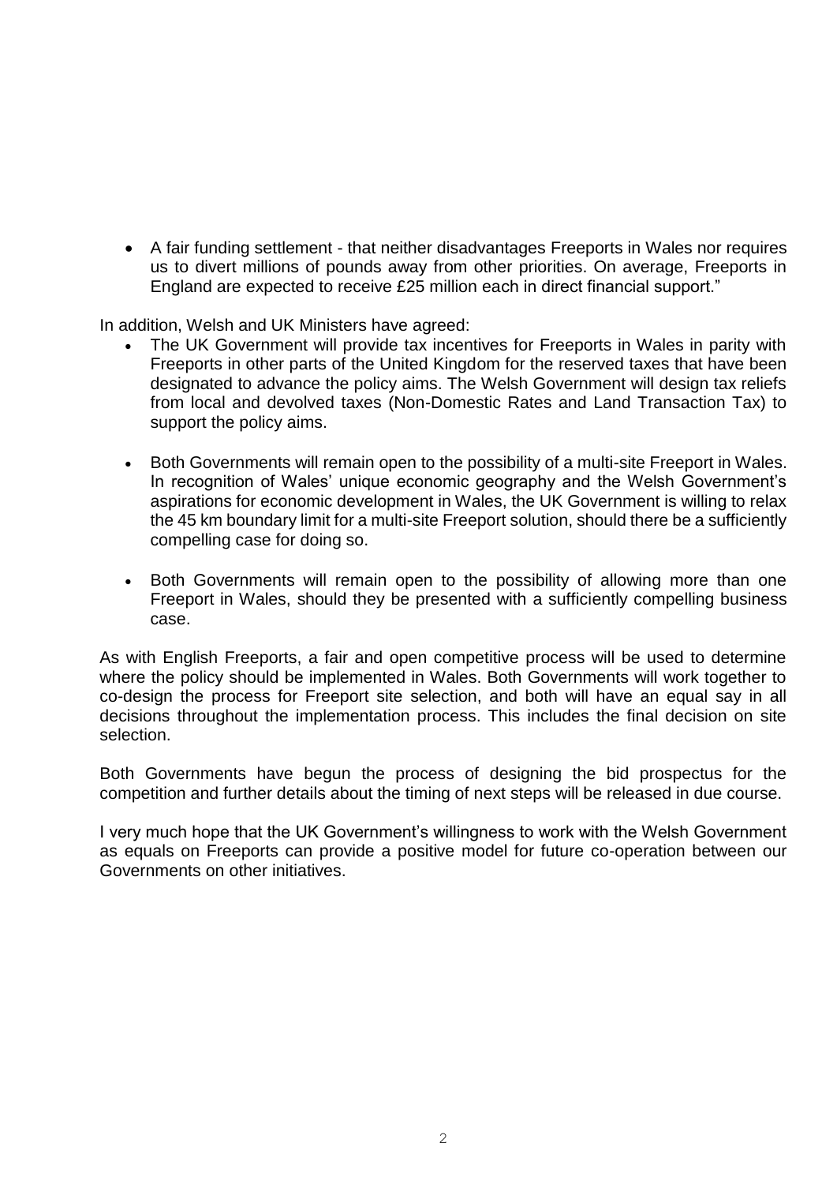- A fair funding settlement - that neither disadvantages Freeports in Wales nor requires us to divert millions of pounds away from other priorities. On average, Freeports in England are expected to receive £25 million each in direct financial support."

In addition, Welsh and UK Ministers have agreed:

- The UK Government will provide tax incentives for Freeports in Wales in parity with Freeports in other parts of the United Kingdom for the reserved taxes that have been designated to advance the policy aims. The Welsh Government will design tax reliefs from local and devolved taxes (Non-Domestic Rates and Land Transaction Tax) to support the policy aims.

- Both Governments will remain open to the possibility of a multi-site Freeport in Wales. In recognition of Wales' unique economic geography and the Welsh Government's aspirations for economic development in Wales, the UK Government is willing to relax the 45 km boundary limit for a multi-site Freeport solution, should there be a sufficiently compelling case for doing so.

- Both Governments will remain open to the possibility of allowing more than one Freeport in Wales, should they be presented with a sufficiently compelling business case.

As with English Freeports, a fair and open competitive process will be used to determine where the policy should be implemented in Wales. Both Governments will work together to co-design the process for Freeport site selection, and both will have an equal say in all decisions throughout the implementation process. This includes the final decision on site selection.

Both Governments have begun the process of designing the bid prospectus for the competition and further details about the timing of next steps will be released in due course.

I very much hope that the UK Government's willingness to work with the Welsh Government as equals on Freeports can provide a positive model for future co-operation between our Governments on other initiatives.